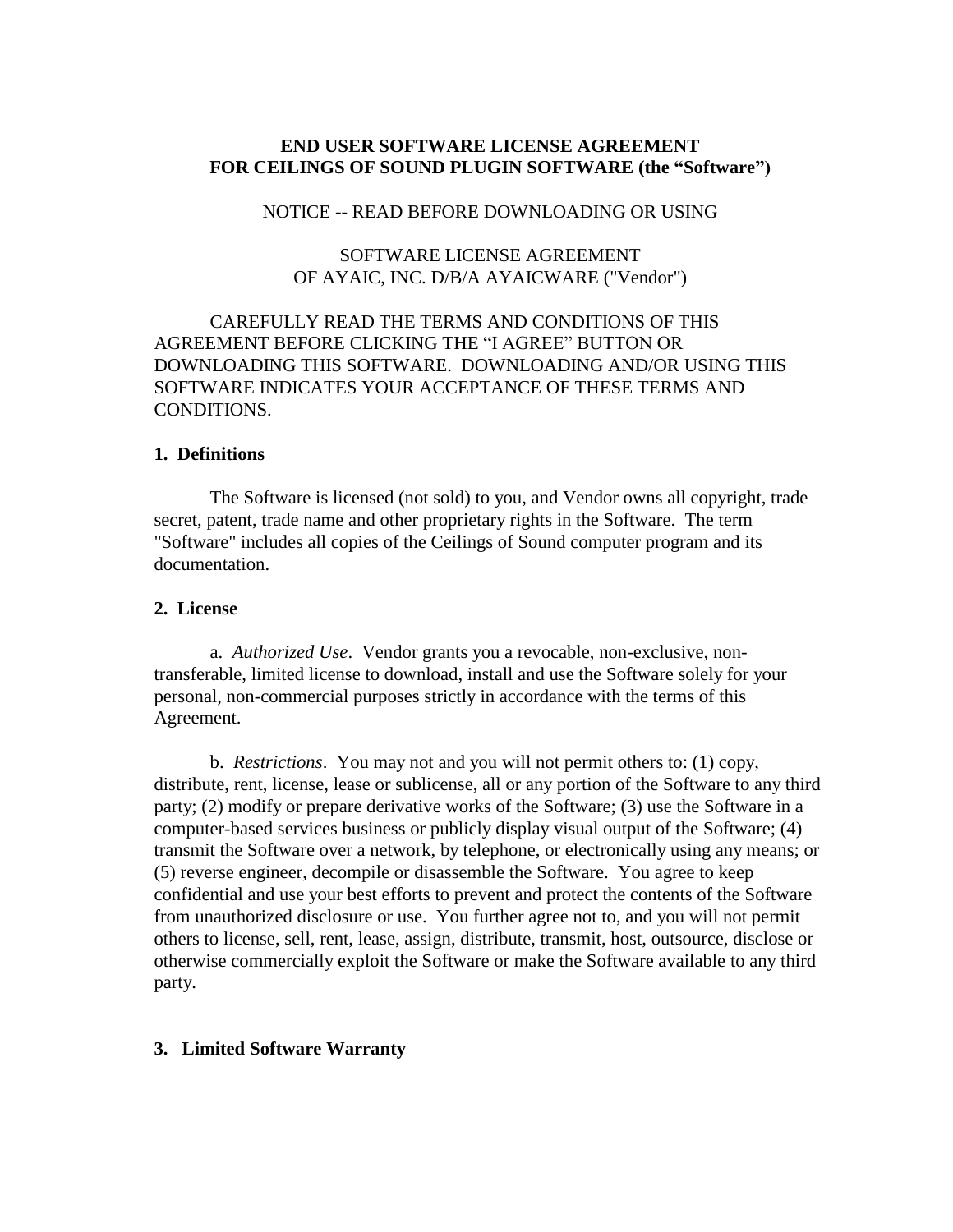**END USER SOFTWARE LICENSE AGREEMENT**
**FOR CEILINGS OF SOUND PLUGIN SOFTWARE (the "Software")**

NOTICE -- READ BEFORE DOWNLOADING OR USING

SOFTWARE LICENSE AGREEMENT
OF AYAIC, INC. D/B/A AYAICWARE ("Vendor")

CAREFULLY READ THE TERMS AND CONDITIONS OF THIS AGREEMENT BEFORE CLICKING THE "I AGREE" BUTTON OR DOWNLOADING THIS SOFTWARE. DOWNLOADING AND/OR USING THIS SOFTWARE INDICATES YOUR ACCEPTANCE OF THESE TERMS AND CONDITIONS.

## 1. Definitions

The Software is licensed (not sold) to you, and Vendor owns all copyright, trade secret, patent, trade name and other proprietary rights in the Software. The term "Software" includes all copies of the Ceilings of Sound computer program and its documentation.

## 2. License

a. *Authorized Use*. Vendor grants you a revocable, non-exclusive, non-transferable, limited license to download, install and use the Software solely for your personal, non-commercial purposes strictly in accordance with the terms of this Agreement.

b. *Restrictions*. You may not and you will not permit others to: (1) copy, distribute, rent, license, lease or sublicense, all or any portion of the Software to any third party; (2) modify or prepare derivative works of the Software; (3) use the Software in a computer-based services business or publicly display visual output of the Software; (4) transmit the Software over a network, by telephone, or electronically using any means; or (5) reverse engineer, decompile or disassemble the Software. You agree to keep confidential and use your best efforts to prevent and protect the contents of the Software from unauthorized disclosure or use. You further agree not to, and you will not permit others to license, sell, rent, lease, assign, distribute, transmit, host, outsource, disclose or otherwise commercially exploit the Software or make the Software available to any third party.

## 3. Limited Software Warranty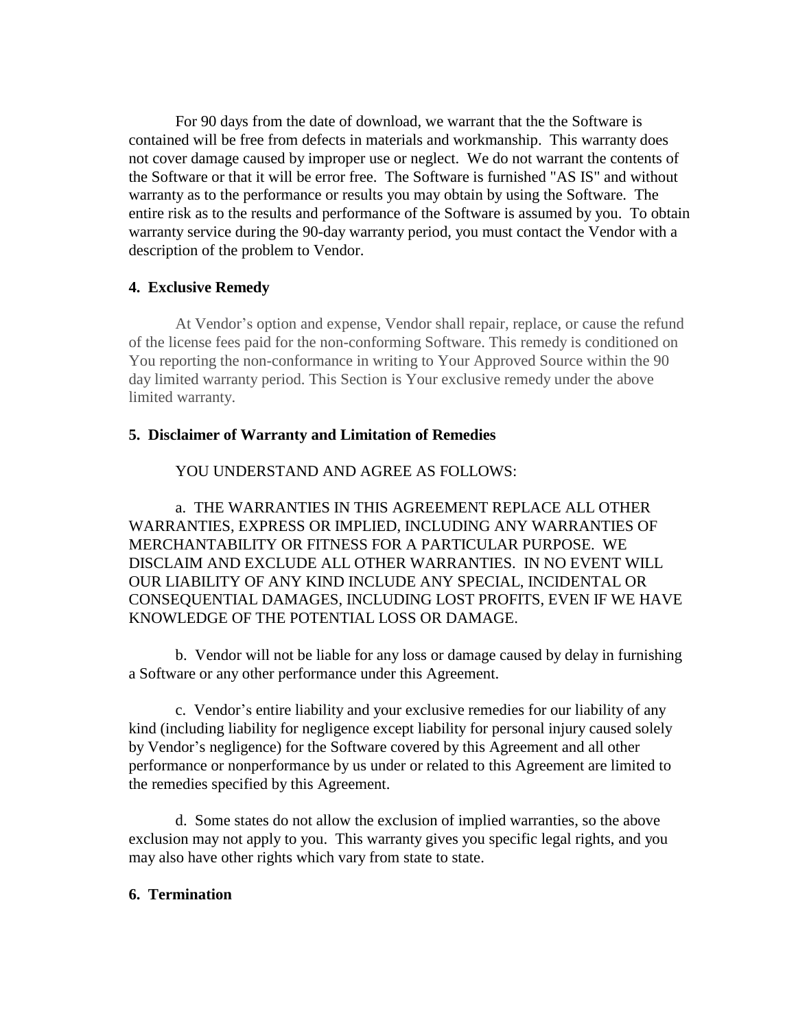For 90 days from the date of download, we warrant that the the Software is contained will be free from defects in materials and workmanship. This warranty does not cover damage caused by improper use or neglect. We do not warrant the contents of the Software or that it will be error free. The Software is furnished "AS IS" and without warranty as to the performance or results you may obtain by using the Software. The entire risk as to the results and performance of the Software is assumed by you. To obtain warranty service during the 90-day warranty period, you must contact the Vendor with a description of the problem to Vendor.

**4. Exclusive Remedy**

At Vendor's option and expense, Vendor shall repair, replace, or cause the refund of the license fees paid for the non-conforming Software. This remedy is conditioned on You reporting the non-conformance in writing to Your Approved Source within the 90 day limited warranty period. This Section is Your exclusive remedy under the above limited warranty.

**5. Disclaimer of Warranty and Limitation of Remedies**

YOU UNDERSTAND AND AGREE AS FOLLOWS:

a. THE WARRANTIES IN THIS AGREEMENT REPLACE ALL OTHER WARRANTIES, EXPRESS OR IMPLIED, INCLUDING ANY WARRANTIES OF MERCHANTABILITY OR FITNESS FOR A PARTICULAR PURPOSE. WE DISCLAIM AND EXCLUDE ALL OTHER WARRANTIES. IN NO EVENT WILL OUR LIABILITY OF ANY KIND INCLUDE ANY SPECIAL, INCIDENTAL OR CONSEQUENTIAL DAMAGES, INCLUDING LOST PROFITS, EVEN IF WE HAVE KNOWLEDGE OF THE POTENTIAL LOSS OR DAMAGE.

b. Vendor will not be liable for any loss or damage caused by delay in furnishing a Software or any other performance under this Agreement.

c. Vendor's entire liability and your exclusive remedies for our liability of any kind (including liability for negligence except liability for personal injury caused solely by Vendor's negligence) for the Software covered by this Agreement and all other performance or nonperformance by us under or related to this Agreement are limited to the remedies specified by this Agreement.

d. Some states do not allow the exclusion of implied warranties, so the above exclusion may not apply to you. This warranty gives you specific legal rights, and you may also have other rights which vary from state to state.

**6. Termination**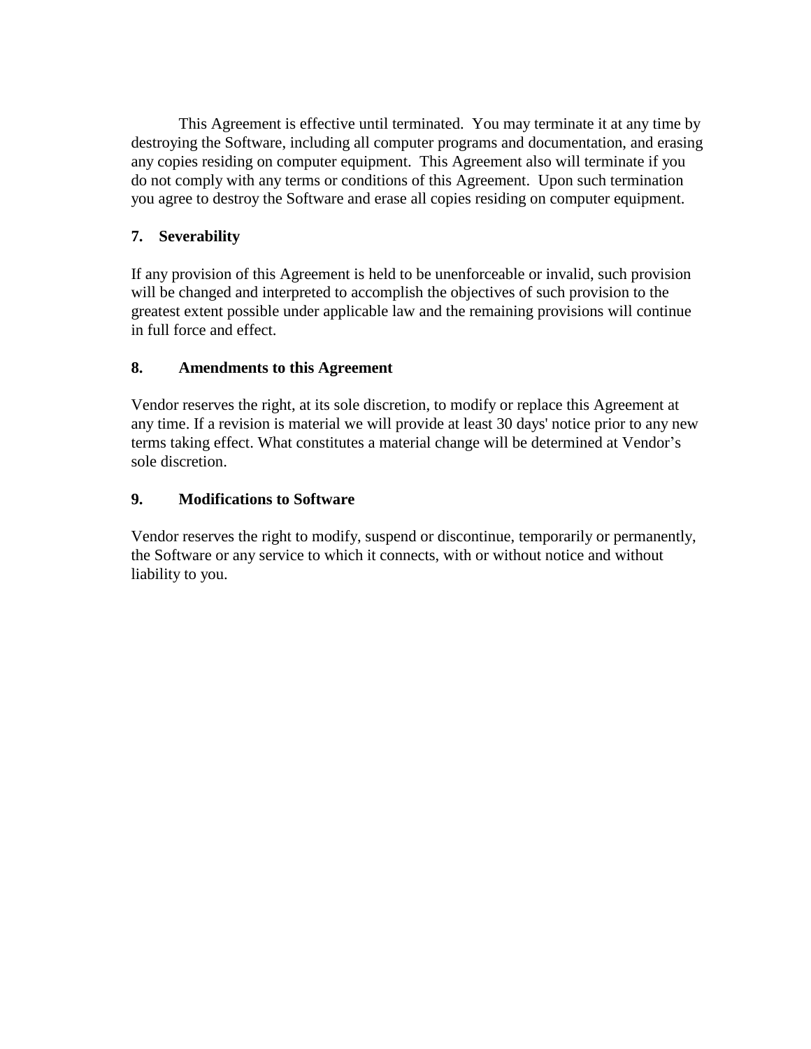This Agreement is effective until terminated. You may terminate it at any time by destroying the Software, including all computer programs and documentation, and erasing any copies residing on computer equipment. This Agreement also will terminate if you do not comply with any terms or conditions of this Agreement. Upon such termination you agree to destroy the Software and erase all copies residing on computer equipment.

**7. Severability**

If any provision of this Agreement is held to be unenforceable or invalid, such provision will be changed and interpreted to accomplish the objectives of such provision to the greatest extent possible under applicable law and the remaining provisions will continue in full force and effect.

**8. Amendments to this Agreement**

Vendor reserves the right, at its sole discretion, to modify or replace this Agreement at any time. If a revision is material we will provide at least 30 days' notice prior to any new terms taking effect. What constitutes a material change will be determined at Vendor's sole discretion.

**9. Modifications to Software**

Vendor reserves the right to modify, suspend or discontinue, temporarily or permanently, the Software or any service to which it connects, with or without notice and without liability to you.